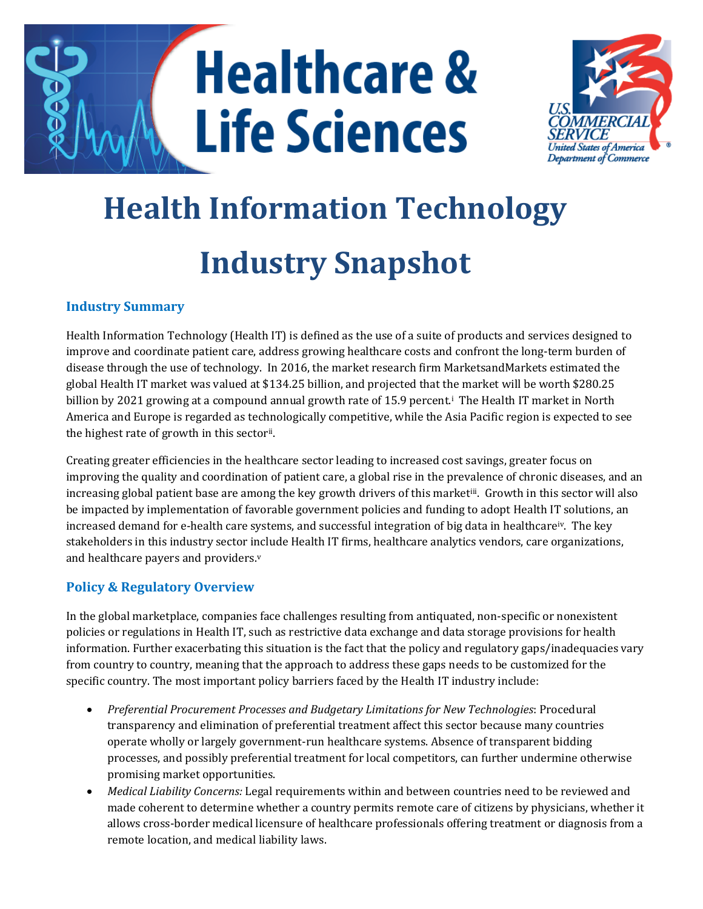# Healthcare & Life Sciences

U.S. COMMERCIAL SERVICE
United States of America Department of Commerce

# Health Information Technology Industry Snapshot

## Industry Summary

Health Information Technology (Health IT) is defined as the use of a suite of products and services designed to improve and coordinate patient care, address growing healthcare costs and confront the long-term burden of disease through the use of technology. In 2016, the market research firm MarketsandMarkets estimated the global Health IT market was valued at $134.25 billion, and projected that the market will be worth $280.25 billion by 2021 growing at a compound annual growth rate of 15.9 percent.[i] The Health IT market in North America and Europe is regarded as technologically competitive, while the Asia Pacific region is expected to see the highest rate of growth in this sector[ii].

Creating greater efficiencies in the healthcare sector leading to increased cost savings, greater focus on improving the quality and coordination of patient care, a global rise in the prevalence of chronic diseases, and an increasing global patient base are among the key growth drivers of this market[iii]. Growth in this sector will also be impacted by implementation of favorable government policies and funding to adopt Health IT solutions, an increased demand for e-health care systems, and successful integration of big data in healthcare[iv]. The key stakeholders in this industry sector include Health IT firms, healthcare analytics vendors, care organizations, and healthcare payers and providers.[v]

## Policy & Regulatory Overview

In the global marketplace, companies face challenges resulting from antiquated, non-specific or nonexistent policies or regulations in Health IT, such as restrictive data exchange and data storage provisions for health information. Further exacerbating this situation is the fact that the policy and regulatory gaps/inadequacies vary from country to country, meaning that the approach to address these gaps needs to be customized for the specific country. The most important policy barriers faced by the Health IT industry include:

- *Preferential Procurement Processes and Budgetary Limitations for New Technologies*: Procedural transparency and elimination of preferential treatment affect this sector because many countries operate wholly or largely government-run healthcare systems. Absence of transparent bidding processes, and possibly preferential treatment for local competitors, can further undermine otherwise promising market opportunities.
- *Medical Liability Concerns:* Legal requirements within and between countries need to be reviewed and made coherent to determine whether a country permits remote care of citizens by physicians, whether it allows cross-border medical licensure of healthcare professionals offering treatment or diagnosis from a remote location, and medical liability laws.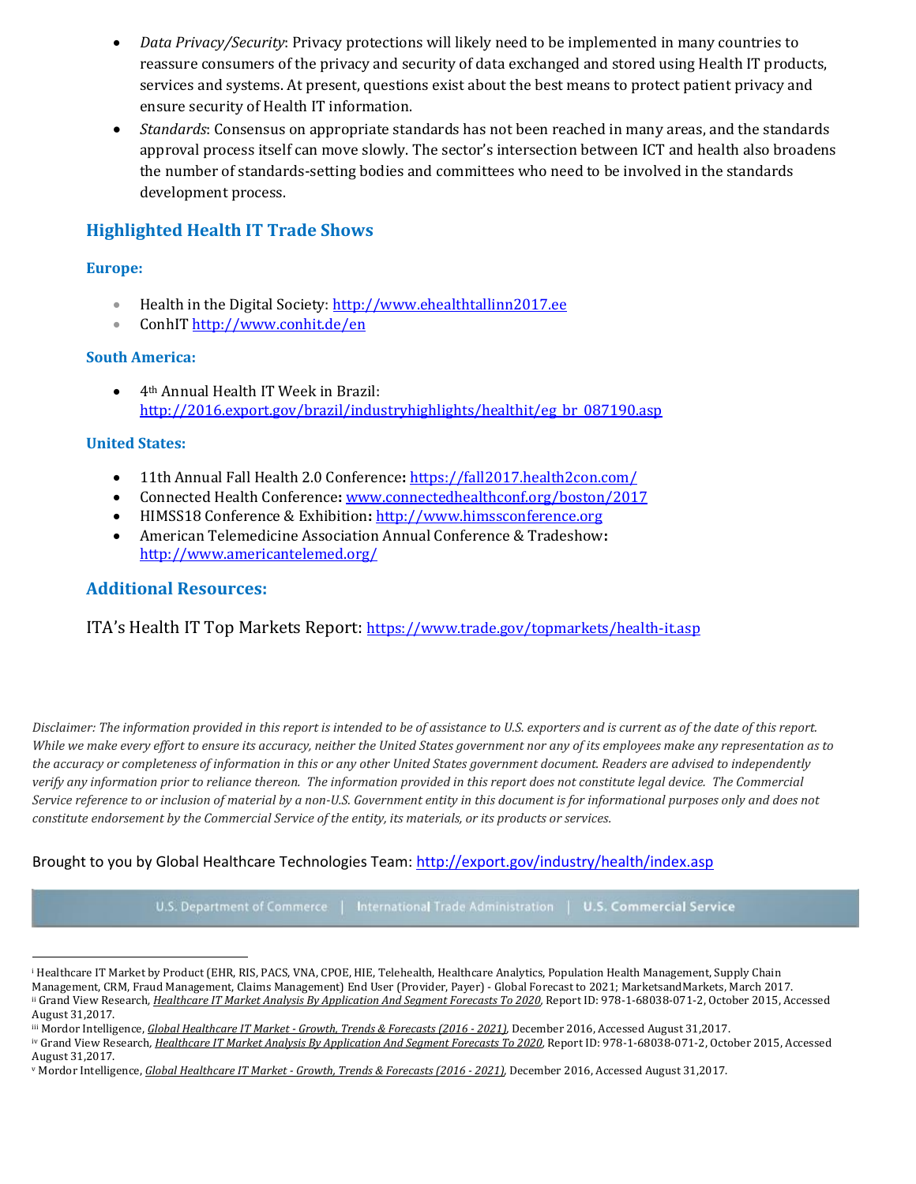- *Data Privacy/Security*: Privacy protections will likely need to be implemented in many countries to reassure consumers of the privacy and security of data exchanged and stored using Health IT products, services and systems. At present, questions exist about the best means to protect patient privacy and ensure security of Health IT information.
- *Standards*: Consensus on appropriate standards has not been reached in many areas, and the standards approval process itself can move slowly. The sector's intersection between ICT and health also broadens the number of standards-setting bodies and committees who need to be involved in the standards development process.

## Highlighted Health IT Trade Shows

### Europe:

- Health in the Digital Society: http://www.ehealthtallinn2017.ee
- ConhIT http://www.conhit.de/en

### South America:

- 4th Annual Health IT Week in Brazil: http://2016.export.gov/brazil/industryhighlights/healthit/eg_br_087190.asp

### United States:

- 11th Annual Fall Health 2.0 Conference**:** https://fall2017.health2con.com/
- Connected Health Conference**:** www.connectedhealthconf.org/boston/2017
- HIMSS18 Conference & Exhibition**:** http://www.himssconference.org
- American Telemedicine Association Annual Conference & Tradeshow**:** http://www.americantelemed.org/

## Additional Resources:

ITA's Health IT Top Markets Report: https://www.trade.gov/topmarkets/health-it.asp

*Disclaimer: The information provided in this report is intended to be of assistance to U.S. exporters and is current as of the date of this report. While we make every effort to ensure its accuracy, neither the United States government nor any of its employees make any representation as to the accuracy or completeness of information in this or any other United States government document. Readers are advised to independently verify any information prior to reliance thereon. The information provided in this report does not constitute legal device. The Commercial Service reference to or inclusion of material by a non-U.S. Government entity in this document is for informational purposes only and does not constitute endorsement by the Commercial Service of the entity, its materials, or its products or services.*

Brought to you by Global Healthcare Technologies Team: http://export.gov/industry/health/index.asp

U.S. Department of Commerce | International Trade Administration | U.S. Commercial Service

---

[i] Healthcare IT Market by Product (EHR, RIS, PACS, VNA, CPOE, HIE, Telehealth, Healthcare Analytics, Population Health Management, Supply Chain Management, CRM, Fraud Management, Claims Management) End User (Provider, Payer) - Global Forecast to 2021; MarketsandMarkets, March 2017.

[ii] Grand View Research, *Healthcare IT Market Analysis By Application And Segment Forecasts To 2020*, Report ID: 978-1-68038-071-2, October 2015, Accessed August 31,2017.

[iii] Mordor Intelligence, *Global Healthcare IT Market - Growth, Trends & Forecasts (2016 - 2021)*, December 2016, Accessed August 31,2017.

[iv] Grand View Research, *Healthcare IT Market Analysis By Application And Segment Forecasts To 2020*, Report ID: 978-1-68038-071-2, October 2015, Accessed August 31,2017.

[v] Mordor Intelligence, *Global Healthcare IT Market - Growth, Trends & Forecasts (2016 - 2021)*, December 2016, Accessed August 31,2017.